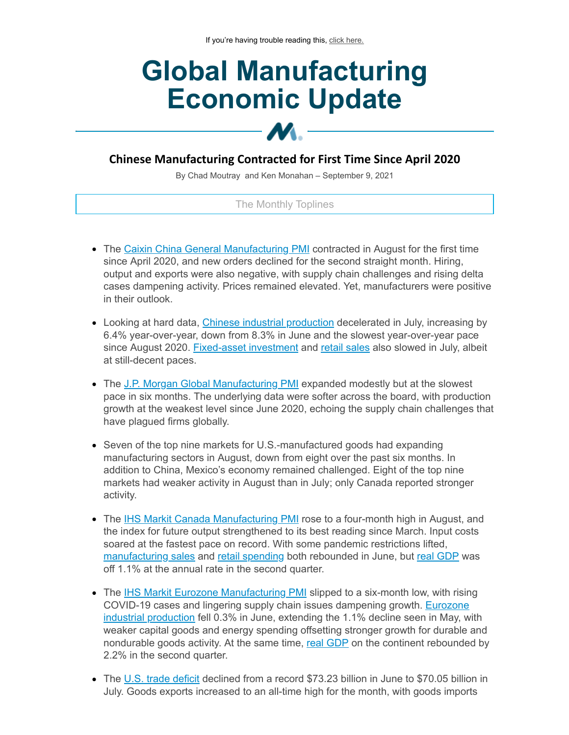If you're having trouble reading this, click here.

# Global Manufacturing Economic Update

## Chinese Manufacturing Contracted for First Time Since April 2020

By Chad Moutray and Ken Monahan – September 9, 2021

The Monthly Toplines

- The Caixin China General Manufacturing PMI contracted in August for the first time since April 2020, and new orders declined for the second straight month. Hiring, output and exports were also negative, with supply chain challenges and rising delta cases dampening activity. Prices remained elevated. Yet, manufacturers were positive in their outlook.

- Looking at hard data, Chinese industrial production decelerated in July, increasing by 6.4% year-over-year, down from 8.3% in June and the slowest year-over-year pace since August 2020. Fixed-asset investment and retail sales also slowed in July, albeit at still-decent paces.

- The J.P. Morgan Global Manufacturing PMI expanded modestly but at the slowest pace in six months. The underlying data were softer across the board, with production growth at the weakest level since June 2020, echoing the supply chain challenges that have plagued firms globally.

- Seven of the top nine markets for U.S.-manufactured goods had expanding manufacturing sectors in August, down from eight over the past six months. In addition to China, Mexico's economy remained challenged. Eight of the top nine markets had weaker activity in August than in July; only Canada reported stronger activity.

- The IHS Markit Canada Manufacturing PMI rose to a four-month high in August, and the index for future output strengthened to its best reading since March. Input costs soared at the fastest pace on record. With some pandemic restrictions lifted, manufacturing sales and retail spending both rebounded in June, but real GDP was off 1.1% at the annual rate in the second quarter.

- The IHS Markit Eurozone Manufacturing PMI slipped to a six-month low, with rising COVID-19 cases and lingering supply chain issues dampening growth. Eurozone industrial production fell 0.3% in June, extending the 1.1% decline seen in May, with weaker capital goods and energy spending offsetting stronger growth for durable and nondurable goods activity. At the same time, real GDP on the continent rebounded by 2.2% in the second quarter.

- The U.S. trade deficit declined from a record $73.23 billion in June to $70.05 billion in July. Goods exports increased to an all-time high for the month, with goods imports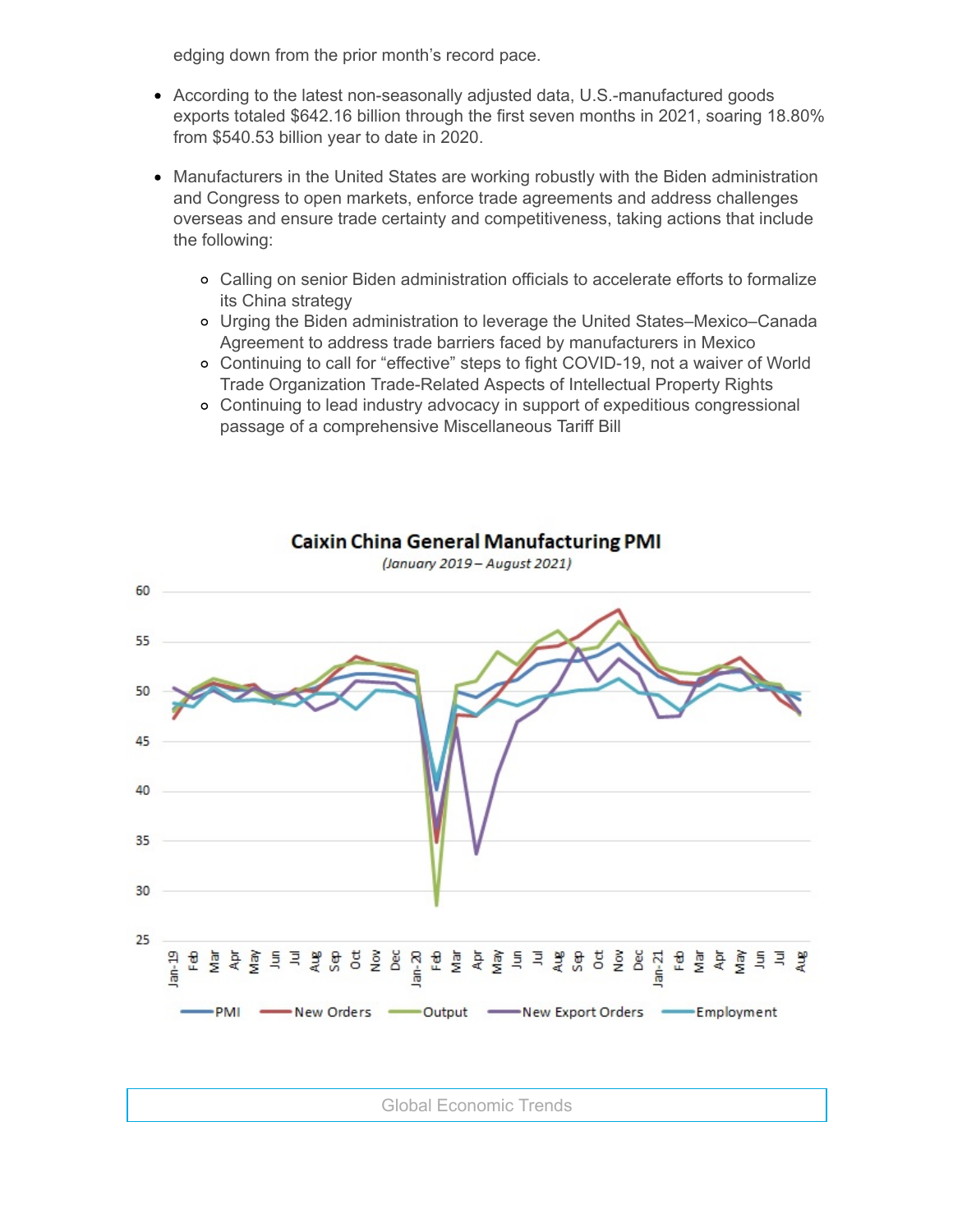edging down from the prior month's record pace.

- According to the latest non-seasonally adjusted data, U.S.-manufactured goods exports totaled $642.16 billion through the first seven months in 2021, soaring 18.80% from $540.53 billion year to date in 2020.
- Manufacturers in the United States are working robustly with the Biden administration and Congress to open markets, enforce trade agreements and address challenges overseas and ensure trade certainty and competitiveness, taking actions that include the following:
  - Calling on senior Biden administration officials to accelerate efforts to formalize its China strategy
  - Urging the Biden administration to leverage the United States–Mexico–Canada Agreement to address trade barriers faced by manufacturers in Mexico
  - Continuing to call for "effective" steps to fight COVID-19, not a waiver of World Trade Organization Trade-Related Aspects of Intellectual Property Rights
  - Continuing to lead industry advocacy in support of expeditious congressional passage of a comprehensive Miscellaneous Tariff Bill

**Caixin China General Manufacturing PMI**

*(January 2019 – August 2021)*

Global Economic Trends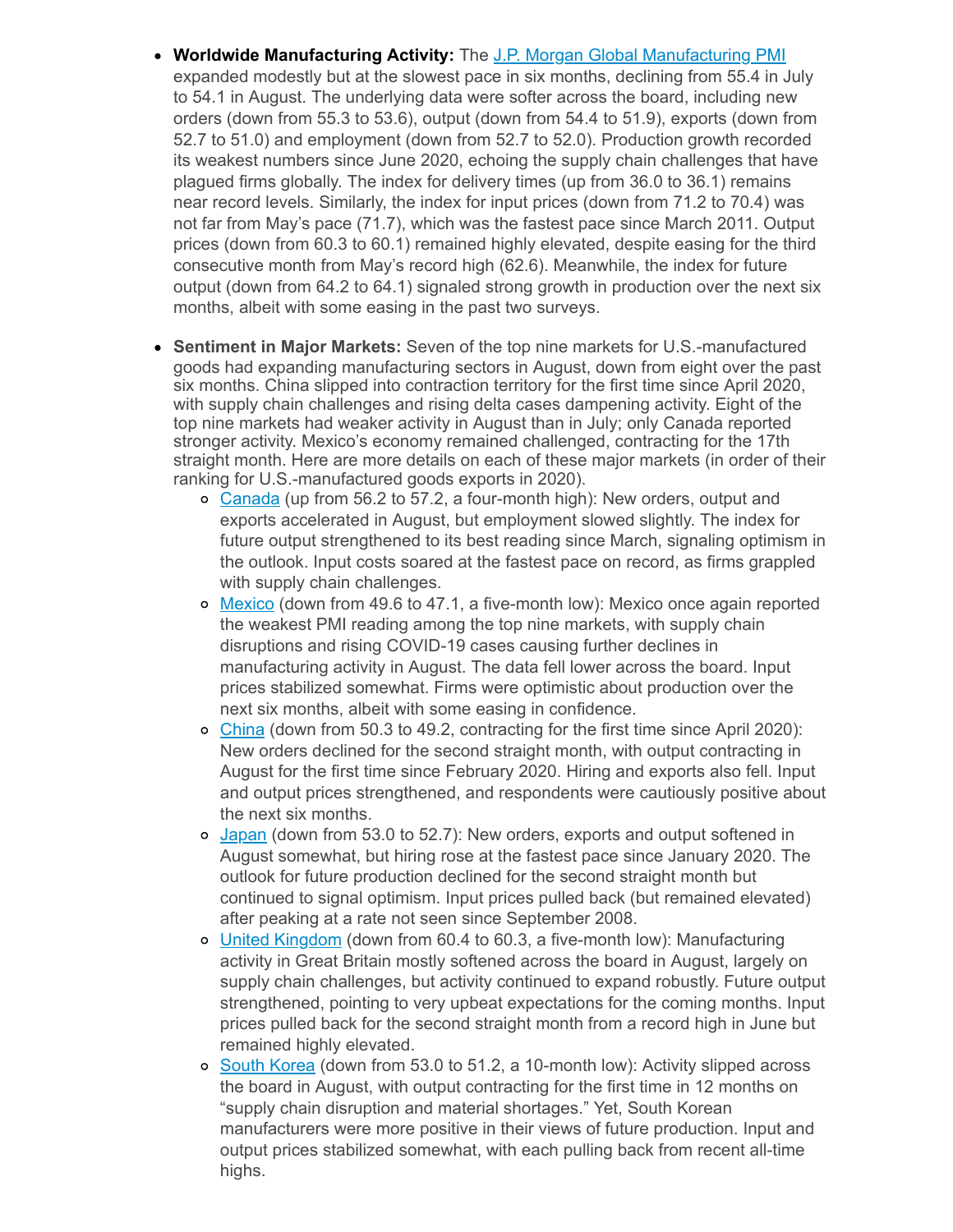- **Worldwide Manufacturing Activity:** The [J.P. Morgan Global Manufacturing PMI](#) expanded modestly but at the slowest pace in six months, declining from 55.4 in July to 54.1 in August. The underlying data were softer across the board, including new orders (down from 55.3 to 53.6), output (down from 54.4 to 51.9), exports (down from 52.7 to 51.0) and employment (down from 52.7 to 52.0). Production growth recorded its weakest numbers since June 2020, echoing the supply chain challenges that have plagued firms globally. The index for delivery times (up from 36.0 to 36.1) remains near record levels. Similarly, the index for input prices (down from 71.2 to 70.4) was not far from May's pace (71.7), which was the fastest pace since March 2011. Output prices (down from 60.3 to 60.1) remained highly elevated, despite easing for the third consecutive month from May's record high (62.6). Meanwhile, the index for future output (down from 64.2 to 64.1) signaled strong growth in production over the next six months, albeit with some easing in the past two surveys.

- **Sentiment in Major Markets:** Seven of the top nine markets for U.S.-manufactured goods had expanding manufacturing sectors in August, down from eight over the past six months. China slipped into contraction territory for the first time since April 2020, with supply chain challenges and rising delta cases dampening activity. Eight of the top nine markets had weaker activity in August than in July; only Canada reported stronger activity. Mexico's economy remained challenged, contracting for the 17th straight month. Here are more details on each of these major markets (in order of their ranking for U.S.-manufactured goods exports in 2020).
  - [Canada](#) (up from 56.2 to 57.2, a four-month high): New orders, output and exports accelerated in August, but employment slowed slightly. The index for future output strengthened to its best reading since March, signaling optimism in the outlook. Input costs soared at the fastest pace on record, as firms grappled with supply chain challenges.
  - [Mexico](#) (down from 49.6 to 47.1, a five-month low): Mexico once again reported the weakest PMI reading among the top nine markets, with supply chain disruptions and rising COVID-19 cases causing further declines in manufacturing activity in August. The data fell lower across the board. Input prices stabilized somewhat. Firms were optimistic about production over the next six months, albeit with some easing in confidence.
  - [China](#) (down from 50.3 to 49.2, contracting for the first time since April 2020): New orders declined for the second straight month, with output contracting in August for the first time since February 2020. Hiring and exports also fell. Input and output prices strengthened, and respondents were cautiously positive about the next six months.
  - [Japan](#) (down from 53.0 to 52.7): New orders, exports and output softened in August somewhat, but hiring rose at the fastest pace since January 2020. The outlook for future production declined for the second straight month but continued to signal optimism. Input prices pulled back (but remained elevated) after peaking at a rate not seen since September 2008.
  - [United Kingdom](#) (down from 60.4 to 60.3, a five-month low): Manufacturing activity in Great Britain mostly softened across the board in August, largely on supply chain challenges, but activity continued to expand robustly. Future output strengthened, pointing to very upbeat expectations for the coming months. Input prices pulled back for the second straight month from a record high in June but remained highly elevated.
  - [South Korea](#) (down from 53.0 to 51.2, a 10-month low): Activity slipped across the board in August, with output contracting for the first time in 12 months on "supply chain disruption and material shortages." Yet, South Korean manufacturers were more positive in their views of future production. Input and output prices stabilized somewhat, with each pulling back from recent all-time highs.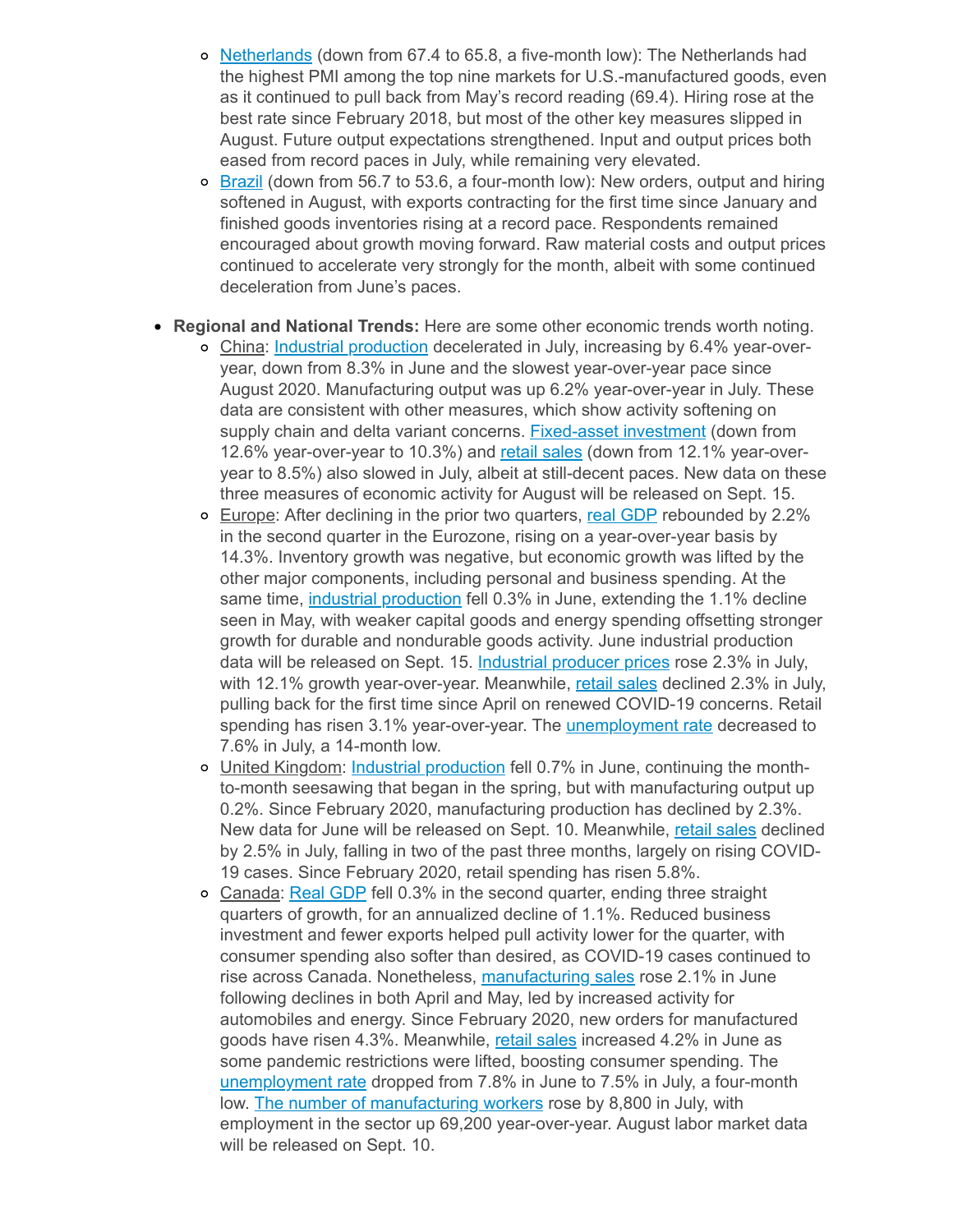- Netherlands (down from 67.4 to 65.8, a five-month low): The Netherlands had the highest PMI among the top nine markets for U.S.-manufactured goods, even as it continued to pull back from May's record reading (69.4). Hiring rose at the best rate since February 2018, but most of the other key measures slipped in August. Future output expectations strengthened. Input and output prices both eased from record paces in July, while remaining very elevated.
  - Brazil (down from 56.7 to 53.6, a four-month low): New orders, output and hiring softened in August, with exports contracting for the first time since January and finished goods inventories rising at a record pace. Respondents remained encouraged about growth moving forward. Raw material costs and output prices continued to accelerate very strongly for the month, albeit with some continued deceleration from June's paces.

- **Regional and National Trends:** Here are some other economic trends worth noting.
  - China: Industrial production decelerated in July, increasing by 6.4% year-over-year, down from 8.3% in June and the slowest year-over-year pace since August 2020. Manufacturing output was up 6.2% year-over-year in July. These data are consistent with other measures, which show activity softening on supply chain and delta variant concerns. Fixed-asset investment (down from 12.6% year-over-year to 10.3%) and retail sales (down from 12.1% year-over-year to 8.5%) also slowed in July, albeit at still-decent paces. New data on these three measures of economic activity for August will be released on Sept. 15.
  - Europe: After declining in the prior two quarters, real GDP rebounded by 2.2% in the second quarter in the Eurozone, rising on a year-over-year basis by 14.3%. Inventory growth was negative, but economic growth was lifted by the other major components, including personal and business spending. At the same time, industrial production fell 0.3% in June, extending the 1.1% decline seen in May, with weaker capital goods and energy spending offsetting stronger growth for durable and nondurable goods activity. June industrial production data will be released on Sept. 15. Industrial producer prices rose 2.3% in July, with 12.1% growth year-over-year. Meanwhile, retail sales declined 2.3% in July, pulling back for the first time since April on renewed COVID-19 concerns. Retail spending has risen 3.1% year-over-year. The unemployment rate decreased to 7.6% in July, a 14-month low.
  - United Kingdom: Industrial production fell 0.7% in June, continuing the month-to-month seesawing that began in the spring, but with manufacturing output up 0.2%. Since February 2020, manufacturing production has declined by 2.3%. New data for June will be released on Sept. 10. Meanwhile, retail sales declined by 2.5% in July, falling in two of the past three months, largely on rising COVID-19 cases. Since February 2020, retail spending has risen 5.8%.
  - Canada: Real GDP fell 0.3% in the second quarter, ending three straight quarters of growth, for an annualized decline of 1.1%. Reduced business investment and fewer exports helped pull activity lower for the quarter, with consumer spending also softer than desired, as COVID-19 cases continued to rise across Canada. Nonetheless, manufacturing sales rose 2.1% in June following declines in both April and May, led by increased activity for automobiles and energy. Since February 2020, new orders for manufactured goods have risen 4.3%. Meanwhile, retail sales increased 4.2% in June as some pandemic restrictions were lifted, boosting consumer spending. The unemployment rate dropped from 7.8% in June to 7.5% in July, a four-month low. The number of manufacturing workers rose by 8,800 in July, with employment in the sector up 69,200 year-over-year. August labor market data will be released on Sept. 10.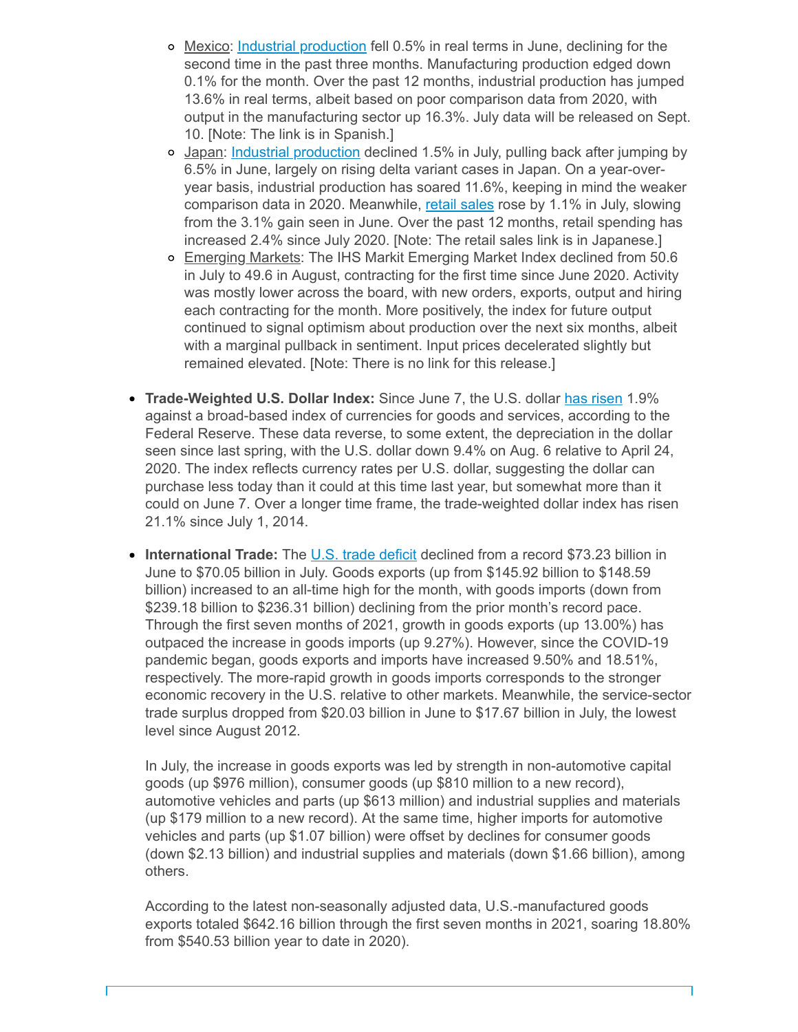- Mexico: Industrial production fell 0.5% in real terms in June, declining for the second time in the past three months. Manufacturing production edged down 0.1% for the month. Over the past 12 months, industrial production has jumped 13.6% in real terms, albeit based on poor comparison data from 2020, with output in the manufacturing sector up 16.3%. July data will be released on Sept. 10. [Note: The link is in Spanish.]
  - Japan: Industrial production declined 1.5% in July, pulling back after jumping by 6.5% in June, largely on rising delta variant cases in Japan. On a year-over-year basis, industrial production has soared 11.6%, keeping in mind the weaker comparison data in 2020. Meanwhile, retail sales rose by 1.1% in July, slowing from the 3.1% gain seen in June. Over the past 12 months, retail spending has increased 2.4% since July 2020. [Note: The retail sales link is in Japanese.]
  - Emerging Markets: The IHS Markit Emerging Market Index declined from 50.6 in July to 49.6 in August, contracting for the first time since June 2020. Activity was mostly lower across the board, with new orders, exports, output and hiring each contracting for the month. More positively, the index for future output continued to signal optimism about production over the next six months, albeit with a marginal pullback in sentiment. Input prices decelerated slightly but remained elevated. [Note: There is no link for this release.]

- **Trade-Weighted U.S. Dollar Index:** Since June 7, the U.S. dollar has risen 1.9% against a broad-based index of currencies for goods and services, according to the Federal Reserve. These data reverse, to some extent, the depreciation in the dollar seen since last spring, with the U.S. dollar down 9.4% on Aug. 6 relative to April 24, 2020. The index reflects currency rates per U.S. dollar, suggesting the dollar can purchase less today than it could at this time last year, but somewhat more than it could on June 7. Over a longer time frame, the trade-weighted dollar index has risen 21.1% since July 1, 2014.

- **International Trade:** The U.S. trade deficit declined from a record $73.23 billion in June to $70.05 billion in July. Goods exports (up from $145.92 billion to $148.59 billion) increased to an all-time high for the month, with goods imports (down from $239.18 billion to $236.31 billion) declining from the prior month's record pace. Through the first seven months of 2021, growth in goods exports (up 13.00%) has outpaced the increase in goods imports (up 9.27%). However, since the COVID-19 pandemic began, goods exports and imports have increased 9.50% and 18.51%, respectively. The more-rapid growth in goods imports corresponds to the stronger economic recovery in the U.S. relative to other markets. Meanwhile, the service-sector trade surplus dropped from $20.03 billion in June to $17.67 billion in July, the lowest level since August 2012.

  In July, the increase in goods exports was led by strength in non-automotive capital goods (up $976 million), consumer goods (up $810 million to a new record), automotive vehicles and parts (up $613 million) and industrial supplies and materials (up $179 million to a new record). At the same time, higher imports for automotive vehicles and parts (up $1.07 billion) were offset by declines for consumer goods (down $2.13 billion) and industrial supplies and materials (down $1.66 billion), among others.

  According to the latest non-seasonally adjusted data, U.S.-manufactured goods exports totaled $642.16 billion through the first seven months in 2021, soaring 18.80% from $540.53 billion year to date in 2020).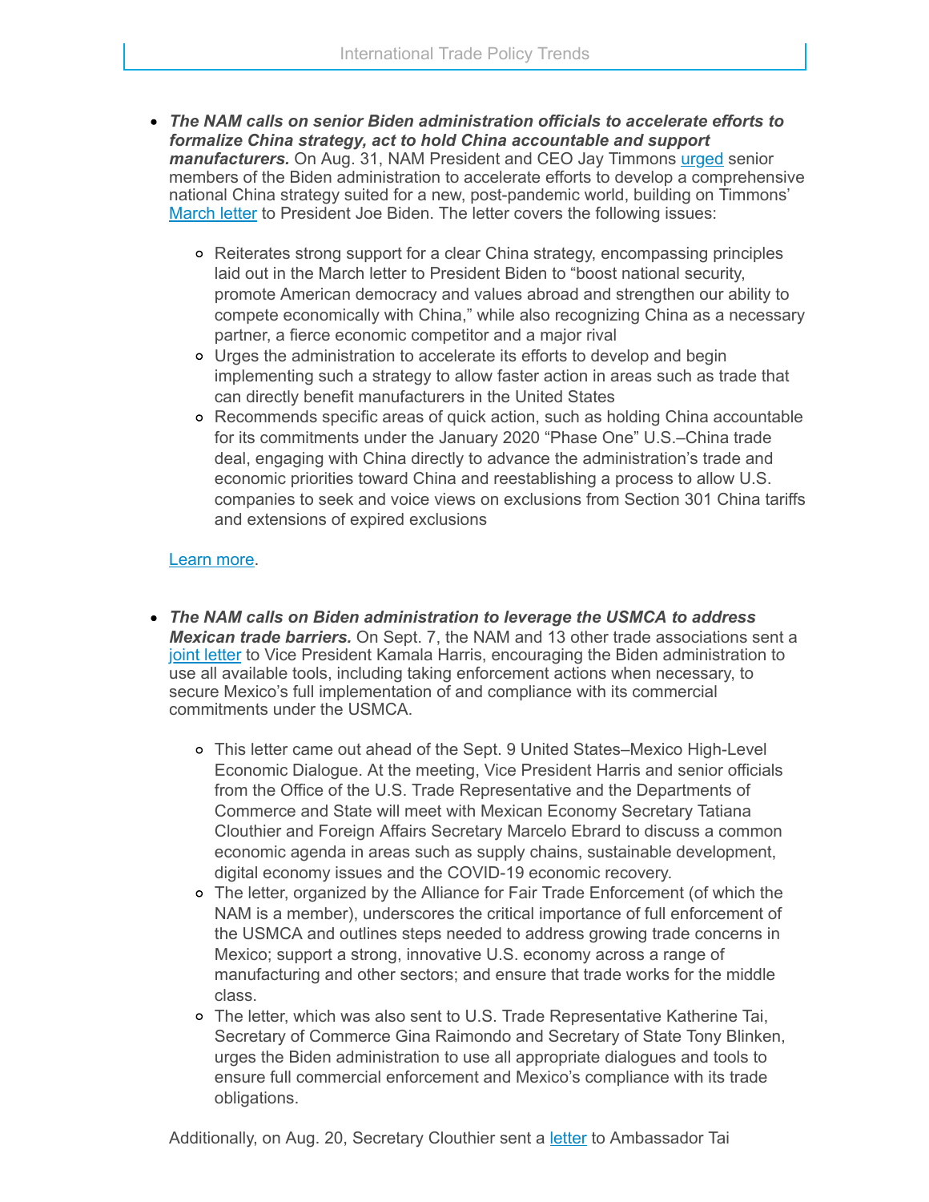- ***The NAM calls on senior Biden administration officials to accelerate efforts to formalize China strategy, act to hold China accountable and support manufacturers.*** On Aug. 31, NAM President and CEO Jay Timmons urged senior members of the Biden administration to accelerate efforts to develop a comprehensive national China strategy suited for a new, post-pandemic world, building on Timmons' March letter to President Joe Biden. The letter covers the following issues:

    - Reiterates strong support for a clear China strategy, encompassing principles laid out in the March letter to President Biden to "boost national security, promote American democracy and values abroad and strengthen our ability to compete economically with China," while also recognizing China as a necessary partner, a fierce economic competitor and a major rival
    - Urges the administration to accelerate its efforts to develop and begin implementing such a strategy to allow faster action in areas such as trade that can directly benefit manufacturers in the United States
    - Recommends specific areas of quick action, such as holding China accountable for its commitments under the January 2020 "Phase One" U.S.–China trade deal, engaging with China directly to advance the administration's trade and economic priorities toward China and reestablishing a process to allow U.S. companies to seek and voice views on exclusions from Section 301 China tariffs and extensions of expired exclusions

    Learn more.

- ***The NAM calls on Biden administration to leverage the USMCA to address Mexican trade barriers.*** On Sept. 7, the NAM and 13 other trade associations sent a joint letter to Vice President Kamala Harris, encouraging the Biden administration to use all available tools, including taking enforcement actions when necessary, to secure Mexico's full implementation of and compliance with its commercial commitments under the USMCA.

    - This letter came out ahead of the Sept. 9 United States–Mexico High-Level Economic Dialogue. At the meeting, Vice President Harris and senior officials from the Office of the U.S. Trade Representative and the Departments of Commerce and State will meet with Mexican Economy Secretary Tatiana Clouthier and Foreign Affairs Secretary Marcelo Ebrard to discuss a common economic agenda in areas such as supply chains, sustainable development, digital economy issues and the COVID-19 economic recovery.
    - The letter, organized by the Alliance for Fair Trade Enforcement (of which the NAM is a member), underscores the critical importance of full enforcement of the USMCA and outlines steps needed to address growing trade concerns in Mexico; support a strong, innovative U.S. economy across a range of manufacturing and other sectors; and ensure that trade works for the middle class.
    - The letter, which was also sent to U.S. Trade Representative Katherine Tai, Secretary of Commerce Gina Raimondo and Secretary of State Tony Blinken, urges the Biden administration to use all appropriate dialogues and tools to ensure full commercial enforcement and Mexico's compliance with its trade obligations.

    Additionally, on Aug. 20, Secretary Clouthier sent a letter to Ambassador Tai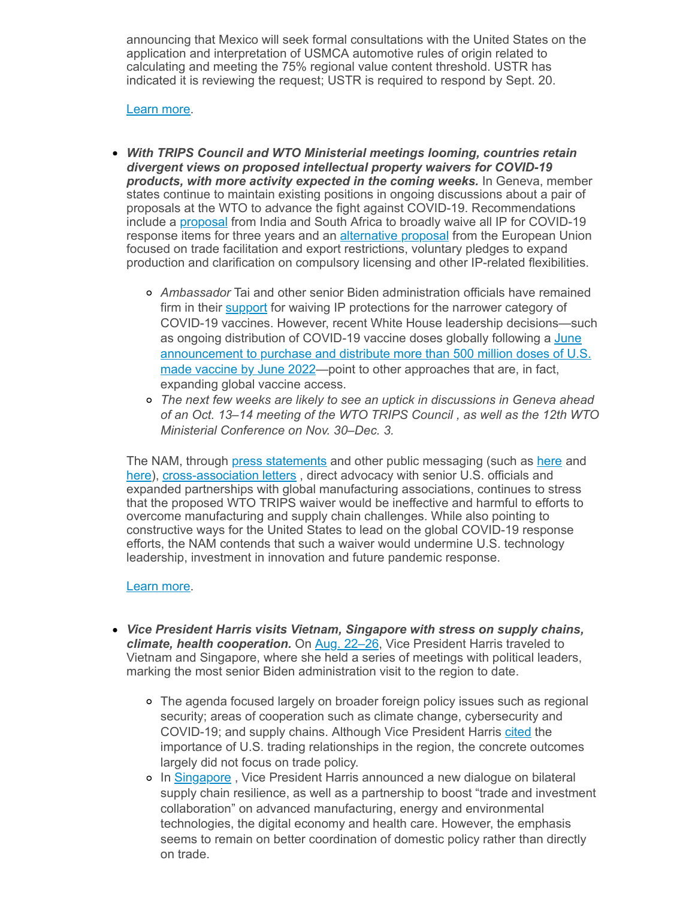announcing that Mexico will seek formal consultations with the United States on the application and interpretation of USMCA automotive rules of origin related to calculating and meeting the 75% regional value content threshold. USTR has indicated it is reviewing the request; USTR is required to respond by Sept. 20.

Learn more.

- ***With TRIPS Council and WTO Ministerial meetings looming, countries retain divergent views on proposed intellectual property waivers for COVID-19 products, with more activity expected in the coming weeks.*** In Geneva, member states continue to maintain existing positions in ongoing discussions about a pair of proposals at the WTO to advance the fight against COVID-19. Recommendations include a proposal from India and South Africa to broadly waive all IP for COVID-19 response items for three years and an alternative proposal from the European Union focused on trade facilitation and export restrictions, voluntary pledges to expand production and clarification on compulsory licensing and other IP-related flexibilities.
  - *Ambassador* Tai and other senior Biden administration officials have remained firm in their support for waiving IP protections for the narrower category of COVID-19 vaccines. However, recent White House leadership decisions—such as ongoing distribution of COVID-19 vaccine doses globally following a June announcement to purchase and distribute more than 500 million doses of U.S. made vaccine by June 2022—point to other approaches that are, in fact, expanding global vaccine access.
  - *The next few weeks are likely to see an uptick in discussions in Geneva ahead of an Oct. 13–14 meeting of the WTO TRIPS Council , as well as the 12th WTO Ministerial Conference on Nov. 30–Dec. 3.*

  The NAM, through press statements and other public messaging (such as here and here), cross-association letters , direct advocacy with senior U.S. officials and expanded partnerships with global manufacturing associations, continues to stress that the proposed WTO TRIPS waiver would be ineffective and harmful to efforts to overcome manufacturing and supply chain challenges. While also pointing to constructive ways for the United States to lead on the global COVID-19 response efforts, the NAM contends that such a waiver would undermine U.S. technology leadership, investment in innovation and future pandemic response.

  Learn more.

- ***Vice President Harris visits Vietnam, Singapore with stress on supply chains, climate, health cooperation.*** On Aug. 22–26, Vice President Harris traveled to Vietnam and Singapore, where she held a series of meetings with political leaders, marking the most senior Biden administration visit to the region to date.
  - The agenda focused largely on broader foreign policy issues such as regional security; areas of cooperation such as climate change, cybersecurity and COVID-19; and supply chains. Although Vice President Harris cited the importance of U.S. trading relationships in the region, the concrete outcomes largely did not focus on trade policy.
  - In Singapore , Vice President Harris announced a new dialogue on bilateral supply chain resilience, as well as a partnership to boost "trade and investment collaboration" on advanced manufacturing, energy and environmental technologies, the digital economy and health care. However, the emphasis seems to remain on better coordination of domestic policy rather than directly on trade.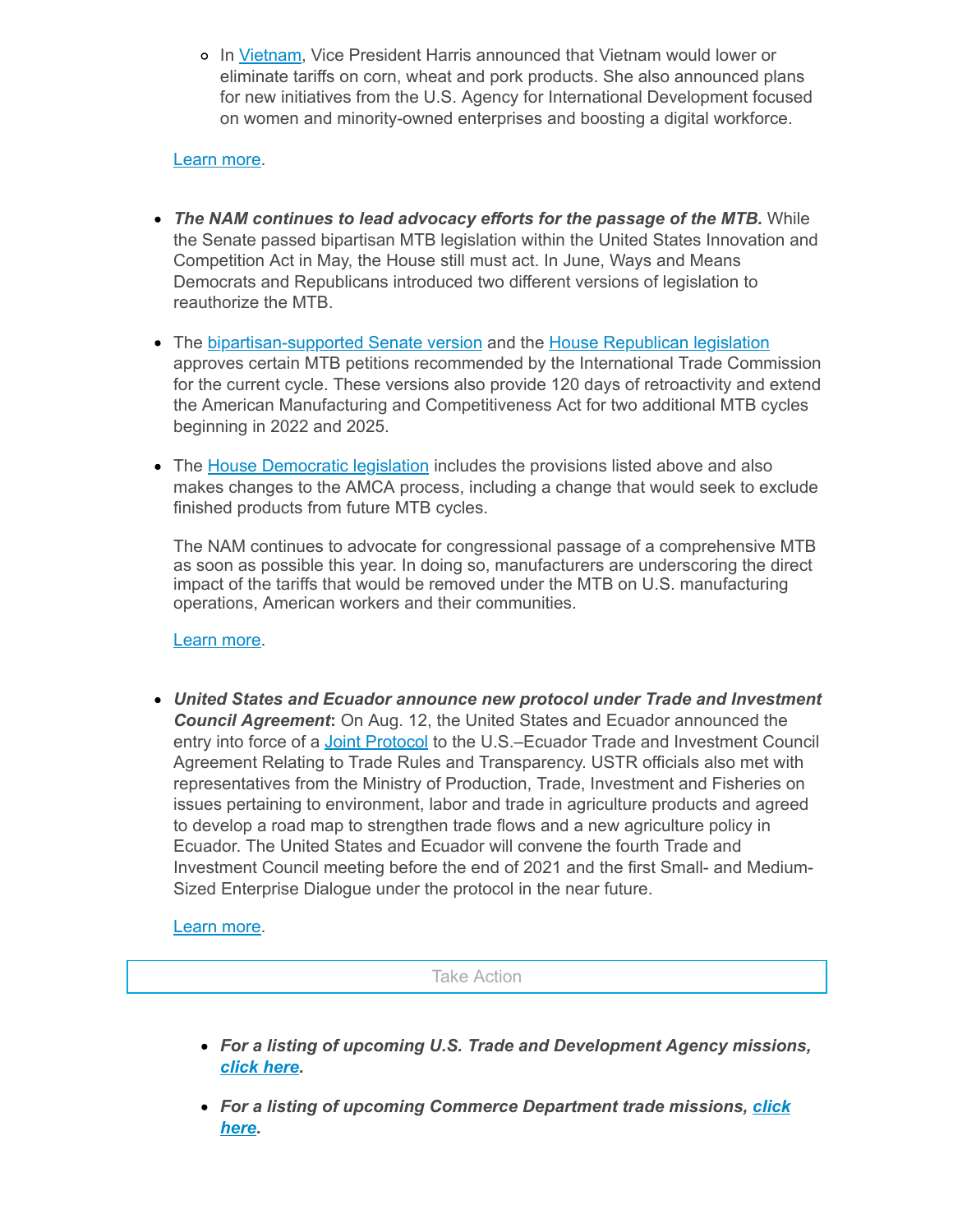- In Vietnam, Vice President Harris announced that Vietnam would lower or eliminate tariffs on corn, wheat and pork products. She also announced plans for new initiatives from the U.S. Agency for International Development focused on women and minority-owned enterprises and boosting a digital workforce.

  Learn more.

- ***The NAM continues to lead advocacy efforts for the passage of the MTB.*** While the Senate passed bipartisan MTB legislation within the United States Innovation and Competition Act in May, the House still must act. In June, Ways and Means Democrats and Republicans introduced two different versions of legislation to reauthorize the MTB.

- The bipartisan-supported Senate version and the House Republican legislation approves certain MTB petitions recommended by the International Trade Commission for the current cycle. These versions also provide 120 days of retroactivity and extend the American Manufacturing and Competitiveness Act for two additional MTB cycles beginning in 2022 and 2025.

- The House Democratic legislation includes the provisions listed above and also makes changes to the AMCA process, including a change that would seek to exclude finished products from future MTB cycles.

  The NAM continues to advocate for congressional passage of a comprehensive MTB as soon as possible this year. In doing so, manufacturers are underscoring the direct impact of the tariffs that would be removed under the MTB on U.S. manufacturing operations, American workers and their communities.

  Learn more.

- ***United States and Ecuador announce new protocol under Trade and Investment Council Agreement*:** On Aug. 12, the United States and Ecuador announced the entry into force of a Joint Protocol to the U.S.–Ecuador Trade and Investment Council Agreement Relating to Trade Rules and Transparency. USTR officials also met with representatives from the Ministry of Production, Trade, Investment and Fisheries on issues pertaining to environment, labor and trade in agriculture products and agreed to develop a road map to strengthen trade flows and a new agriculture policy in Ecuador. The United States and Ecuador will convene the fourth Trade and Investment Council meeting before the end of 2021 and the first Small- and Medium-Sized Enterprise Dialogue under the protocol in the near future.

  Learn more.

Take Action

- ***For a listing of upcoming U.S. Trade and Development Agency missions, click here.***
- ***For a listing of upcoming Commerce Department trade missions, click here.***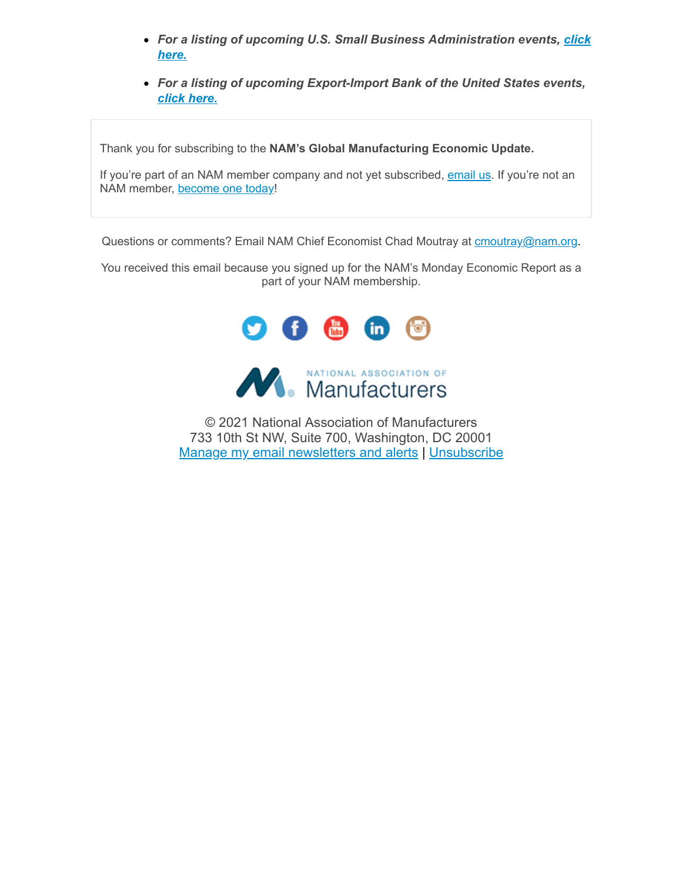- ***For a listing of upcoming U.S. Small Business Administration events, click here.***
- ***For a listing of upcoming Export-Import Bank of the United States events, click here.***

Thank you for subscribing to the **NAM's Global Manufacturing Economic Update.**

If you're part of an NAM member company and not yet subscribed, email us. If you're not an NAM member, become one today!

Questions or comments? Email NAM Chief Economist Chad Moutray at cmoutray@nam.org.

You received this email because you signed up for the NAM's Monday Economic Report as a part of your NAM membership.

NATIONAL ASSOCIATION OF Manufacturers

© 2021 National Association of Manufacturers
733 10th St NW, Suite 700, Washington, DC 20001
Manage my email newsletters and alerts | Unsubscribe